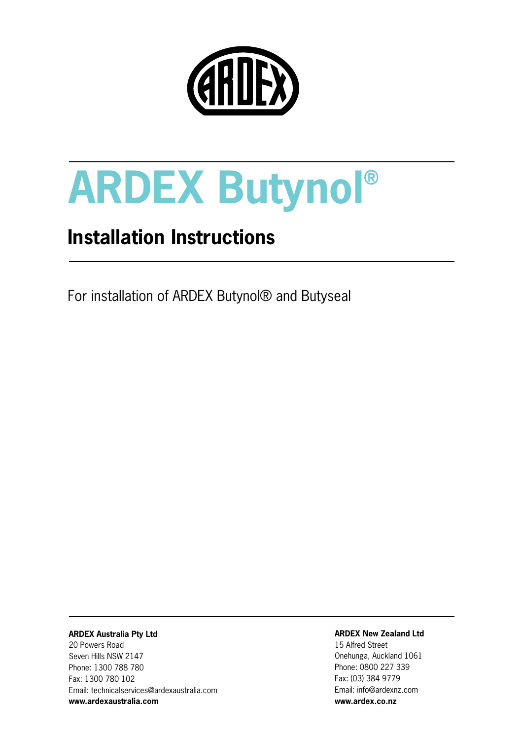# ARDEX Butynol®

## Installation Instructions

For installation of ARDEX Butynol® and Butyseal

**ARDEX Australia Pty Ltd**
20 Powers Road
Seven Hills NSW 2147
Phone: 1300 788 780
Fax: 1300 780 102
Email: technicalservices@ardexaustralia.com
**www.ardexaustralia.com**

**ARDEX New Zealand Ltd**
15 Alfred Street
Onehunga, Auckland 1061
Phone: 0800 227 339
Fax: (03) 384 9779
Email: info@ardexnz.com
**www.ardex.co.nz**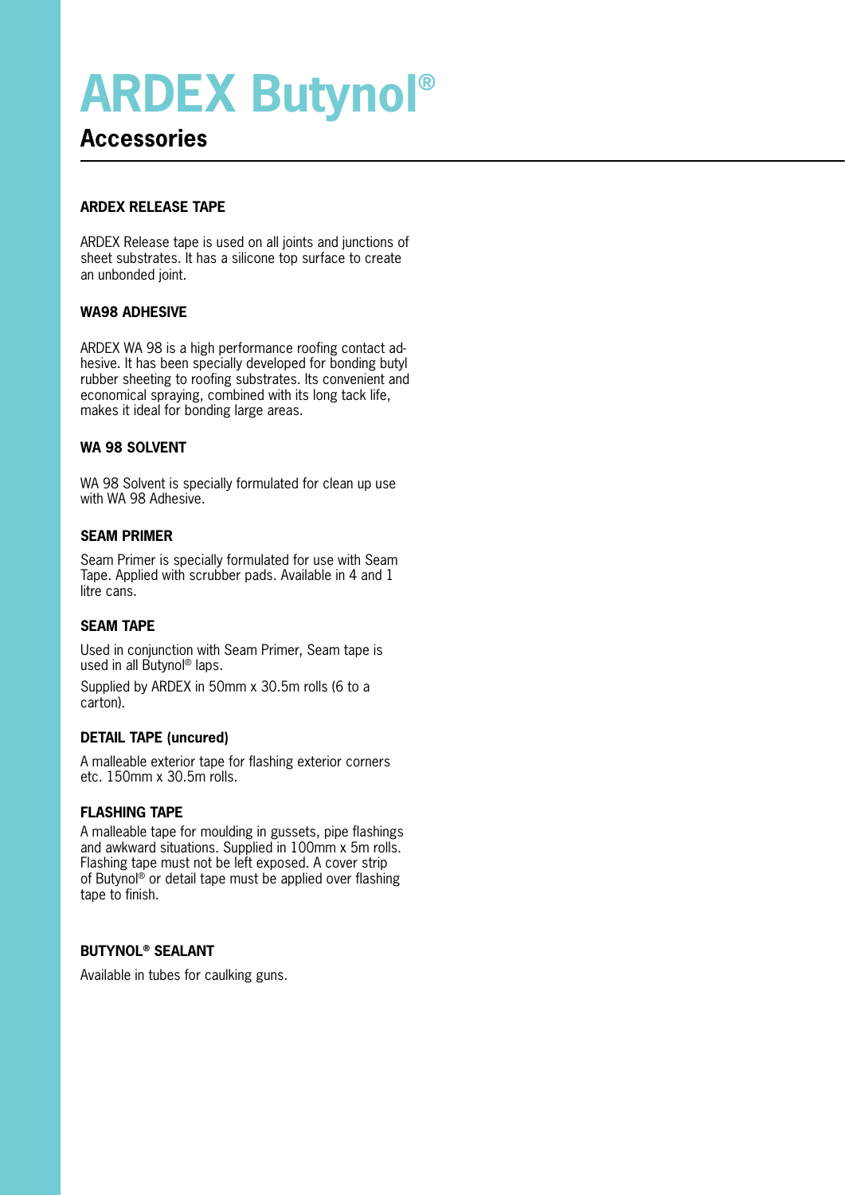# ARDEX Butynol®

## Accessories

### ARDEX RELEASE TAPE

ARDEX Release tape is used on all joints and junctions of sheet substrates. It has a silicone top surface to create an unbonded joint.

### WA98 ADHESIVE

ARDEX WA 98 is a high performance roofing contact adhesive. It has been specially developed for bonding butyl rubber sheeting to roofing substrates. Its convenient and economical spraying, combined with its long tack life, makes it ideal for bonding large areas.

### WA 98 SOLVENT

WA 98 Solvent is specially formulated for clean up use with WA 98 Adhesive.

### SEAM PRIMER

Seam Primer is specially formulated for use with Seam Tape. Applied with scrubber pads. Available in 4 and 1 litre cans.

### SEAM TAPE

Used in conjunction with Seam Primer, Seam tape is used in all Butynol® laps.

Supplied by ARDEX in 50mm x 30.5m rolls (6 to a carton).

### DETAIL TAPE (uncured)

A malleable exterior tape for flashing exterior corners etc. 150mm x 30.5m rolls.

### FLASHING TAPE

A malleable tape for moulding in gussets, pipe flashings and awkward situations. Supplied in 100mm x 5m rolls. Flashing tape must not be left exposed. A cover strip of Butynol® or detail tape must be applied over flashing tape to finish.

### BUTYNOL® SEALANT

Available in tubes for caulking guns.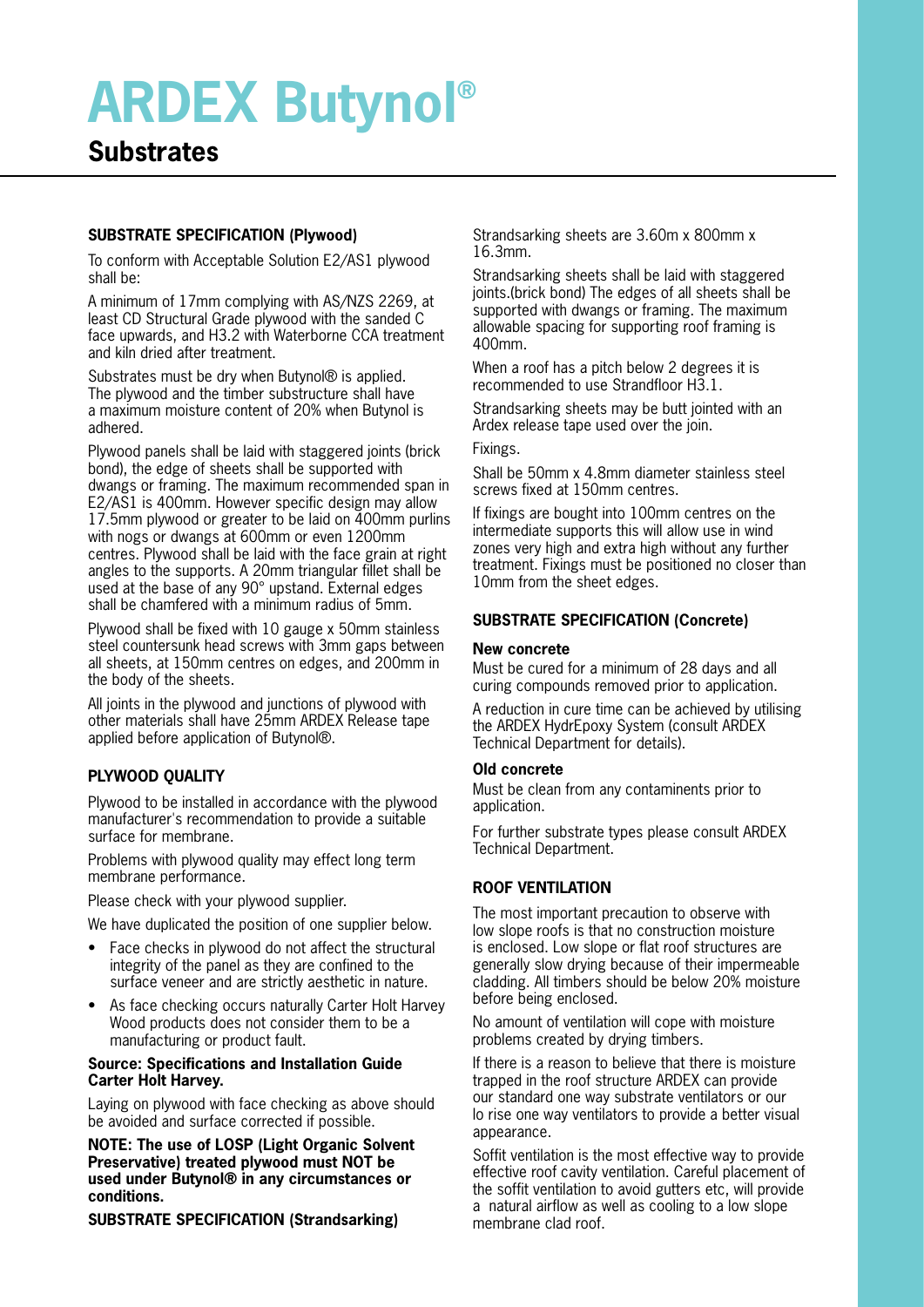# ARDEX Butynol®

## Substrates

### SUBSTRATE SPECIFICATION (Plywood)

To conform with Acceptable Solution E2/AS1 plywood shall be:

A minimum of 17mm complying with AS/NZS 2269, at least CD Structural Grade plywood with the sanded C face upwards, and H3.2 with Waterborne CCA treatment and kiln dried after treatment.

Substrates must be dry when Butynol® is applied. The plywood and the timber substructure shall have a maximum moisture content of 20% when Butynol is adhered.

Plywood panels shall be laid with staggered joints (brick bond), the edge of sheets shall be supported with dwangs or framing. The maximum recommended span in E2/AS1 is 400mm. However specific design may allow 17.5mm plywood or greater to be laid on 400mm purlins with nogs or dwangs at 600mm or even 1200mm centres. Plywood shall be laid with the face grain at right angles to the supports. A 20mm triangular fillet shall be used at the base of any 90° upstand. External edges shall be chamfered with a minimum radius of 5mm.

Plywood shall be fixed with 10 gauge x 50mm stainless steel countersunk head screws with 3mm gaps between all sheets, at 150mm centres on edges, and 200mm in the body of the sheets.

All joints in the plywood and junctions of plywood with other materials shall have 25mm ARDEX Release tape applied before application of Butynol®.

### PLYWOOD QUALITY

Plywood to be installed in accordance with the plywood manufacturer's recommendation to provide a suitable surface for membrane.

Problems with plywood quality may effect long term membrane performance.

Please check with your plywood supplier.

We have duplicated the position of one supplier below.

- Face checks in plywood do not affect the structural integrity of the panel as they are confined to the surface veneer and are strictly aesthetic in nature.
- As face checking occurs naturally Carter Holt Harvey Wood products does not consider them to be a manufacturing or product fault.

**Source: Specifications and Installation Guide Carter Holt Harvey.**

Laying on plywood with face checking as above should be avoided and surface corrected if possible.

**NOTE: The use of LOSP (Light Organic Solvent Preservative) treated plywood must NOT be used under Butynol® in any circumstances or conditions.**

### SUBSTRATE SPECIFICATION (Strandsarking)

Strandsarking sheets are 3.60m x 800mm x 16.3mm.

Strandsarking sheets shall be laid with staggered joints.(brick bond) The edges of all sheets shall be supported with dwangs or framing. The maximum allowable spacing for supporting roof framing is 400mm.

When a roof has a pitch below 2 degrees it is recommended to use Strandfloor H3.1.

Strandsarking sheets may be butt jointed with an Ardex release tape used over the join.

Fixings.

Shall be 50mm x 4.8mm diameter stainless steel screws fixed at 150mm centres.

If fixings are bought into 100mm centres on the intermediate supports this will allow use in wind zones very high and extra high without any further treatment. Fixings must be positioned no closer than 10mm from the sheet edges.

### SUBSTRATE SPECIFICATION (Concrete)

**New concrete**

Must be cured for a minimum of 28 days and all curing compounds removed prior to application.

A reduction in cure time can be achieved by utilising the ARDEX HydrEpoxy System (consult ARDEX Technical Department for details).

**Old concrete**

Must be clean from any contaminents prior to application.

For further substrate types please consult ARDEX Technical Department.

### ROOF VENTILATION

The most important precaution to observe with low slope roofs is that no construction moisture is enclosed. Low slope or flat roof structures are generally slow drying because of their impermeable cladding. All timbers should be below 20% moisture before being enclosed.

No amount of ventilation will cope with moisture problems created by drying timbers.

If there is a reason to believe that there is moisture trapped in the roof structure ARDEX can provide our standard one way substrate ventilators or our lo rise one way ventilators to provide a better visual appearance.

Soffit ventilation is the most effective way to provide effective roof cavity ventilation. Careful placement of the soffit ventilation to avoid gutters etc, will provide a natural airflow as well as cooling to a low slope membrane clad roof.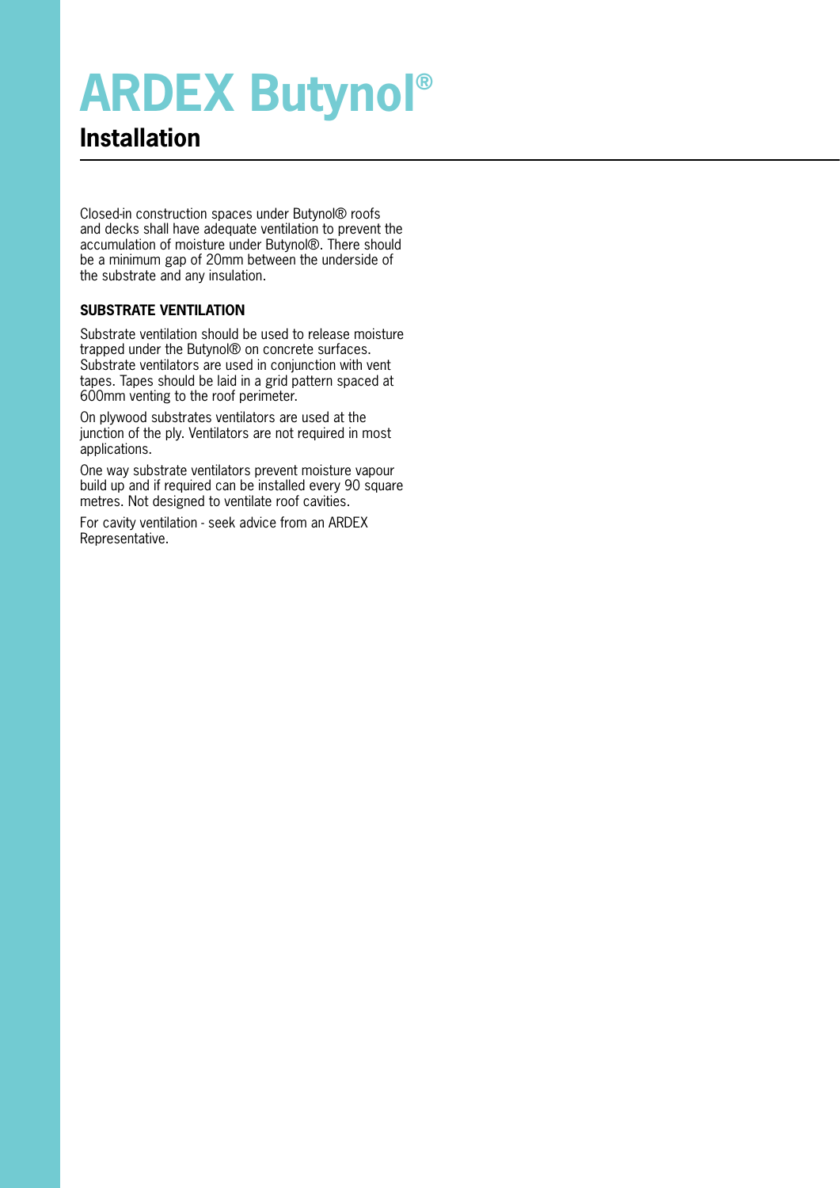# ARDEX Butynol®

## Installation

Closed-in construction spaces under Butynol® roofs and decks shall have adequate ventilation to prevent the accumulation of moisture under Butynol®. There should be a minimum gap of 20mm between the underside of the substrate and any insulation.

### SUBSTRATE VENTILATION

Substrate ventilation should be used to release moisture trapped under the Butynol® on concrete surfaces. Substrate ventilators are used in conjunction with vent tapes. Tapes should be laid in a grid pattern spaced at 600mm venting to the roof perimeter.

On plywood substrates ventilators are used at the junction of the ply. Ventilators are not required in most applications.

One way substrate ventilators prevent moisture vapour build up and if required can be installed every 90 square metres. Not designed to ventilate roof cavities.

For cavity ventilation - seek advice from an ARDEX Representative.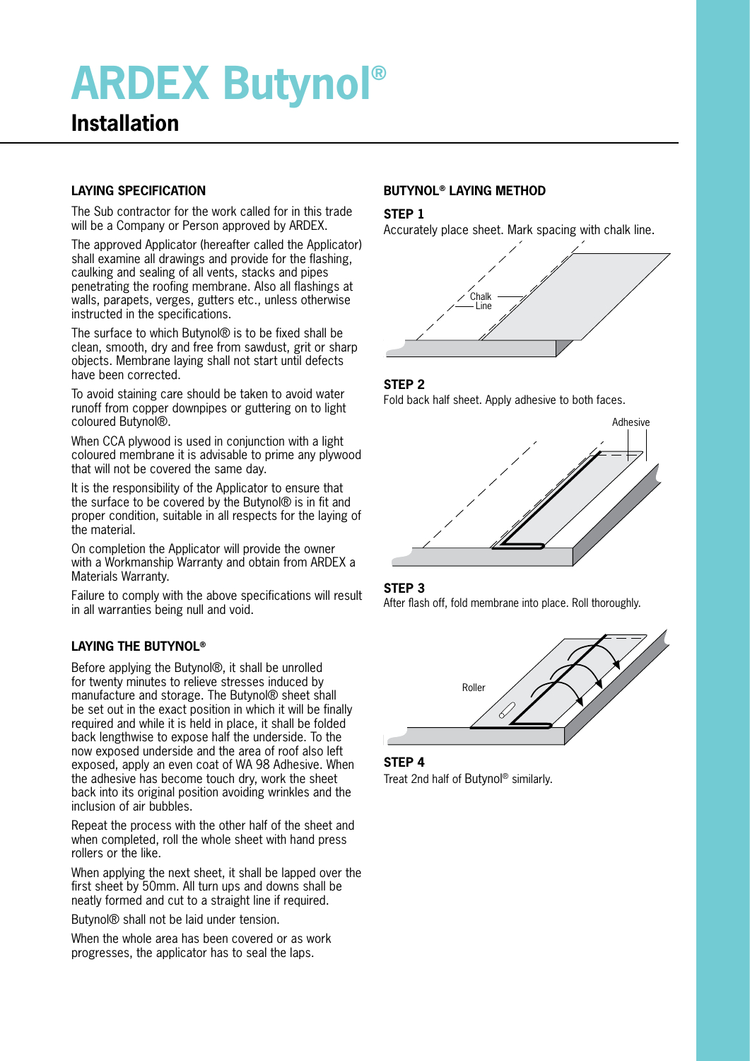# ARDEX Butynol®

## Installation

### LAYING SPECIFICATION

The Sub contractor for the work called for in this trade will be a Company or Person approved by ARDEX.

The approved Applicator (hereafter called the Applicator) shall examine all drawings and provide for the flashing, caulking and sealing of all vents, stacks and pipes penetrating the roofing membrane. Also all flashings at walls, parapets, verges, gutters etc., unless otherwise instructed in the specifications.

The surface to which Butynol® is to be fixed shall be clean, smooth, dry and free from sawdust, grit or sharp objects. Membrane laying shall not start until defects have been corrected.

To avoid staining care should be taken to avoid water runoff from copper downpipes or guttering on to light coloured Butynol®.

When CCA plywood is used in conjunction with a light coloured membrane it is advisable to prime any plywood that will not be covered the same day.

It is the responsibility of the Applicator to ensure that the surface to be covered by the Butynol® is in fit and proper condition, suitable in all respects for the laying of the material.

On completion the Applicator will provide the owner with a Workmanship Warranty and obtain from ARDEX a Materials Warranty.

Failure to comply with the above specifications will result in all warranties being null and void.

### LAYING THE BUTYNOL®

Before applying the Butynol®, it shall be unrolled for twenty minutes to relieve stresses induced by manufacture and storage. The Butynol® sheet shall be set out in the exact position in which it will be finally required and while it is held in place, it shall be folded back lengthwise to expose half the underside. To the now exposed underside and the area of roof also left exposed, apply an even coat of WA 98 Adhesive. When the adhesive has become touch dry, work the sheet back into its original position avoiding wrinkles and the inclusion of air bubbles.

Repeat the process with the other half of the sheet and when completed, roll the whole sheet with hand press rollers or the like.

When applying the next sheet, it shall be lapped over the first sheet by 50mm. All turn ups and downs shall be neatly formed and cut to a straight line if required.

Butynol® shall not be laid under tension.

When the whole area has been covered or as work progresses, the applicator has to seal the laps.

### BUTYNOL® LAYING METHOD

**STEP 1**

Accurately place sheet. Mark spacing with chalk line.

Chalk Line

**STEP 2**

Fold back half sheet. Apply adhesive to both faces.

Adhesive

**STEP 3**

After flash off, fold membrane into place. Roll thoroughly.

Roller

**STEP 4**

Treat 2nd half of Butynol® similarly.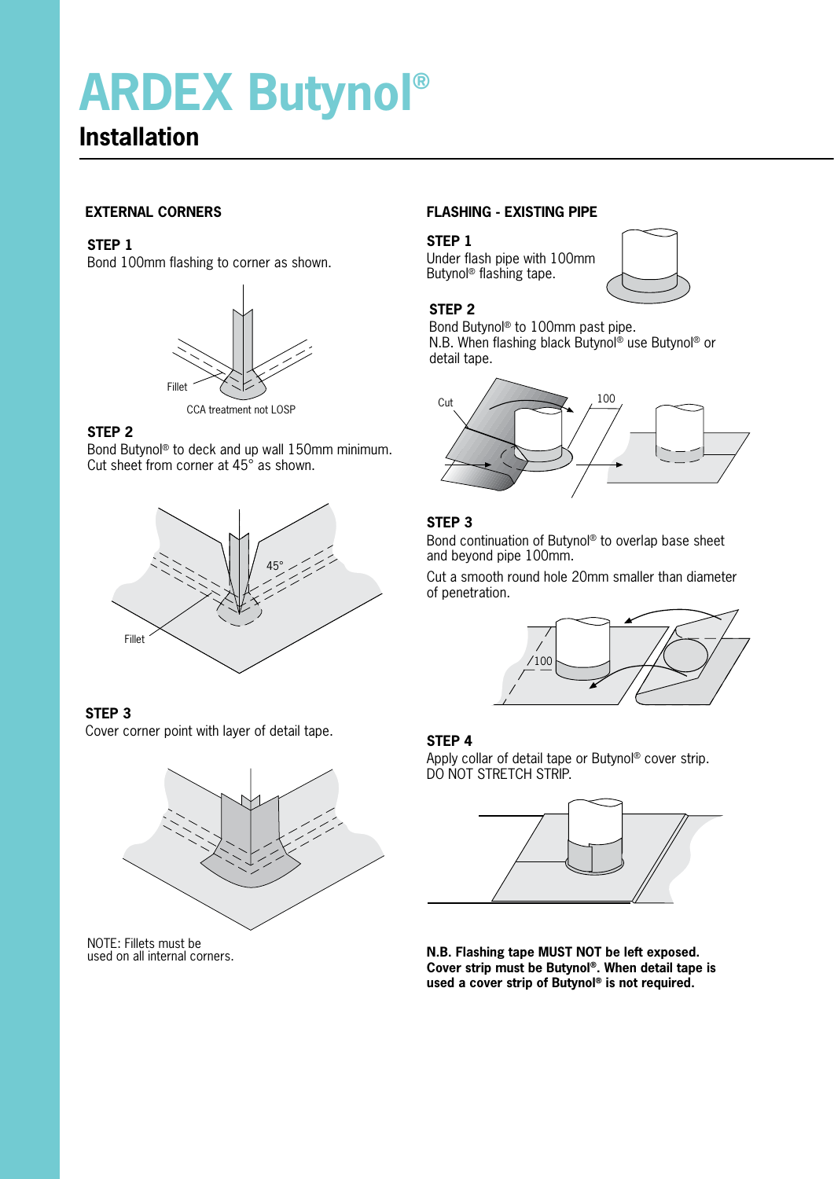# ARDEX Butynol®

## Installation

### EXTERNAL CORNERS

**STEP 1**

Bond 100mm flashing to corner as shown.

Fillet

CCA treatment not LOSP

**STEP 2**

Bond Butynol® to deck and up wall 150mm minimum. Cut sheet from corner at 45° as shown.

45°

Fillet

**STEP 3**

Cover corner point with layer of detail tape.

NOTE: Fillets must be used on all internal corners.

### FLASHING - EXISTING PIPE

**STEP 1**

Under flash pipe with 100mm Butynol® flashing tape.

**STEP 2**

Bond Butynol® to 100mm past pipe.
N.B. When flashing black Butynol® use Butynol® or detail tape.

Cut

100

**STEP 3**

Bond continuation of Butynol® to overlap base sheet and beyond pipe 100mm.

Cut a smooth round hole 20mm smaller than diameter of penetration.

100

**STEP 4**

Apply collar of detail tape or Butynol® cover strip.
DO NOT STRETCH STRIP.

**N.B. Flashing tape MUST NOT be left exposed. Cover strip must be Butynol®. When detail tape is used a cover strip of Butynol® is not required.**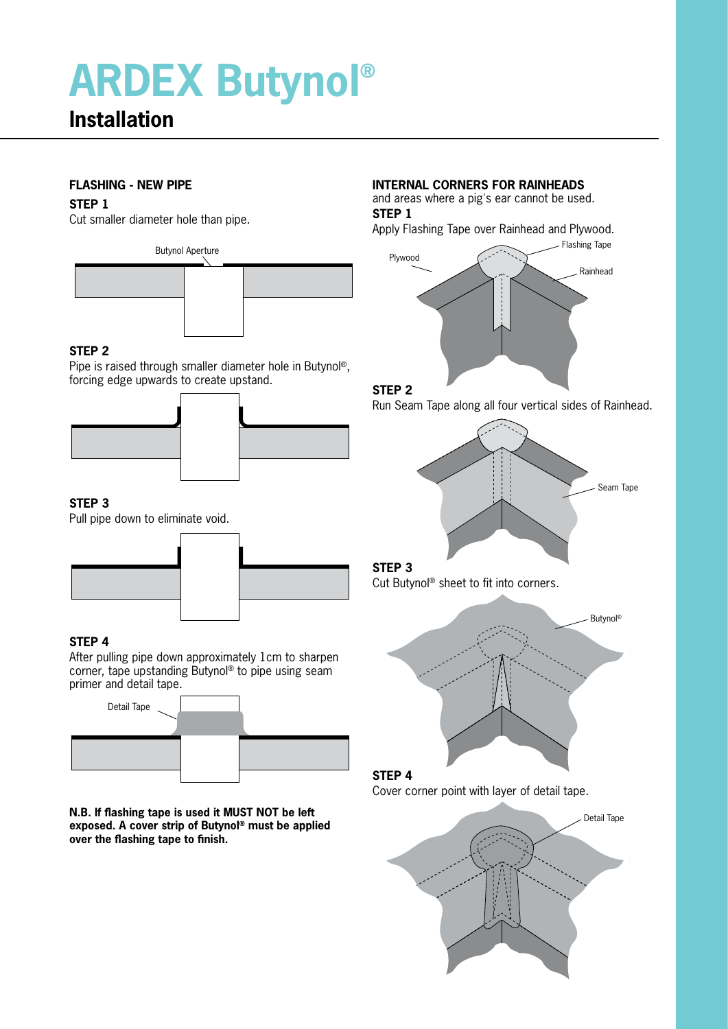# ARDEX Butynol®

## Installation

### FLASHING - NEW PIPE

**STEP 1**

Cut smaller diameter hole than pipe.

Butynol Aperture

**STEP 2**

Pipe is raised through smaller diameter hole in Butynol®, forcing edge upwards to create upstand.

**STEP 3**

Pull pipe down to eliminate void.

**STEP 4**

After pulling pipe down approximately 1cm to sharpen corner, tape upstanding Butynol® to pipe using seam primer and detail tape.

Detail Tape

**N.B. If flashing tape is used it MUST NOT be left exposed. A cover strip of Butynol® must be applied over the flashing tape to finish.**

### INTERNAL CORNERS FOR RAINHEADS

and areas where a pig's ear cannot be used.

**STEP 1**

Apply Flashing Tape over Rainhead and Plywood.

Flashing Tape

Plywood

Rainhead

**STEP 2**

Run Seam Tape along all four vertical sides of Rainhead.

Seam Tape

**STEP 3**

Cut Butynol® sheet to fit into corners.

Butynol®

**STEP 4**

Cover corner point with layer of detail tape.

Detail Tape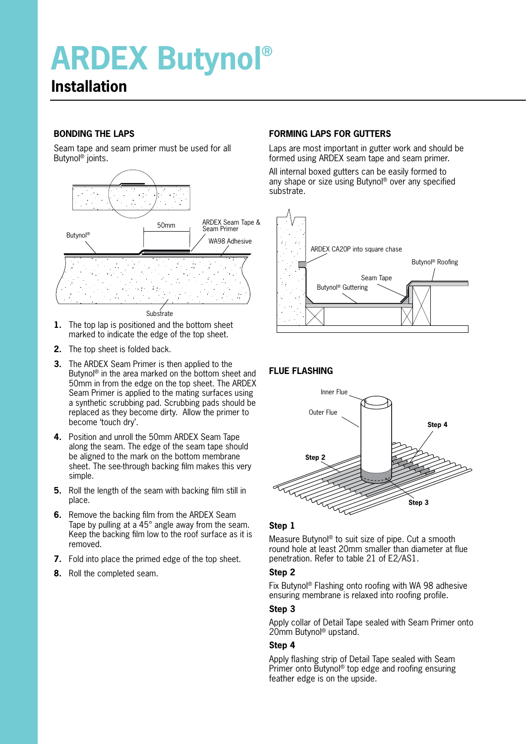# ARDEX Butynol®

## Installation

### BONDING THE LAPS

Seam tape and seam primer must be used for all Butynol® joints.

1. The top lap is positioned and the bottom sheet marked to indicate the edge of the top sheet.
2. The top sheet is folded back.
3. The ARDEX Seam Primer is then applied to the Butynol® in the area marked on the bottom sheet and 50mm in from the edge on the top sheet. The ARDEX Seam Primer is applied to the mating surfaces using a synthetic scrubbing pad. Scrubbing pads should be replaced as they become dirty. Allow the primer to become 'touch dry'.
4. Position and unroll the 50mm ARDEX Seam Tape along the seam. The edge of the seam tape should be aligned to the mark on the bottom membrane sheet. The see-through backing film makes this very simple.
5. Roll the length of the seam with backing film still in place.
6. Remove the backing film from the ARDEX Seam Tape by pulling at a 45° angle away from the seam. Keep the backing film low to the roof surface as it is removed.
7. Fold into place the primed edge of the top sheet.
8. Roll the completed seam.

### FORMING LAPS FOR GUTTERS

Laps are most important in gutter work and should be formed using ARDEX seam tape and seam primer.

All internal boxed gutters can be easily formed to any shape or size using Butynol® over any specified substrate.

### FLUE FLASHING

**Step 1**

Measure Butynol® to suit size of pipe. Cut a smooth round hole at least 20mm smaller than diameter at flue penetration. Refer to table 21 of E2/AS1.

**Step 2**

Fix Butynol® Flashing onto roofing with WA 98 adhesive ensuring membrane is relaxed into roofing profile.

**Step 3**

Apply collar of Detail Tape sealed with Seam Primer onto 20mm Butynol® upstand.

**Step 4**

Apply flashing strip of Detail Tape sealed with Seam Primer onto Butynol® top edge and roofing ensuring feather edge is on the upside.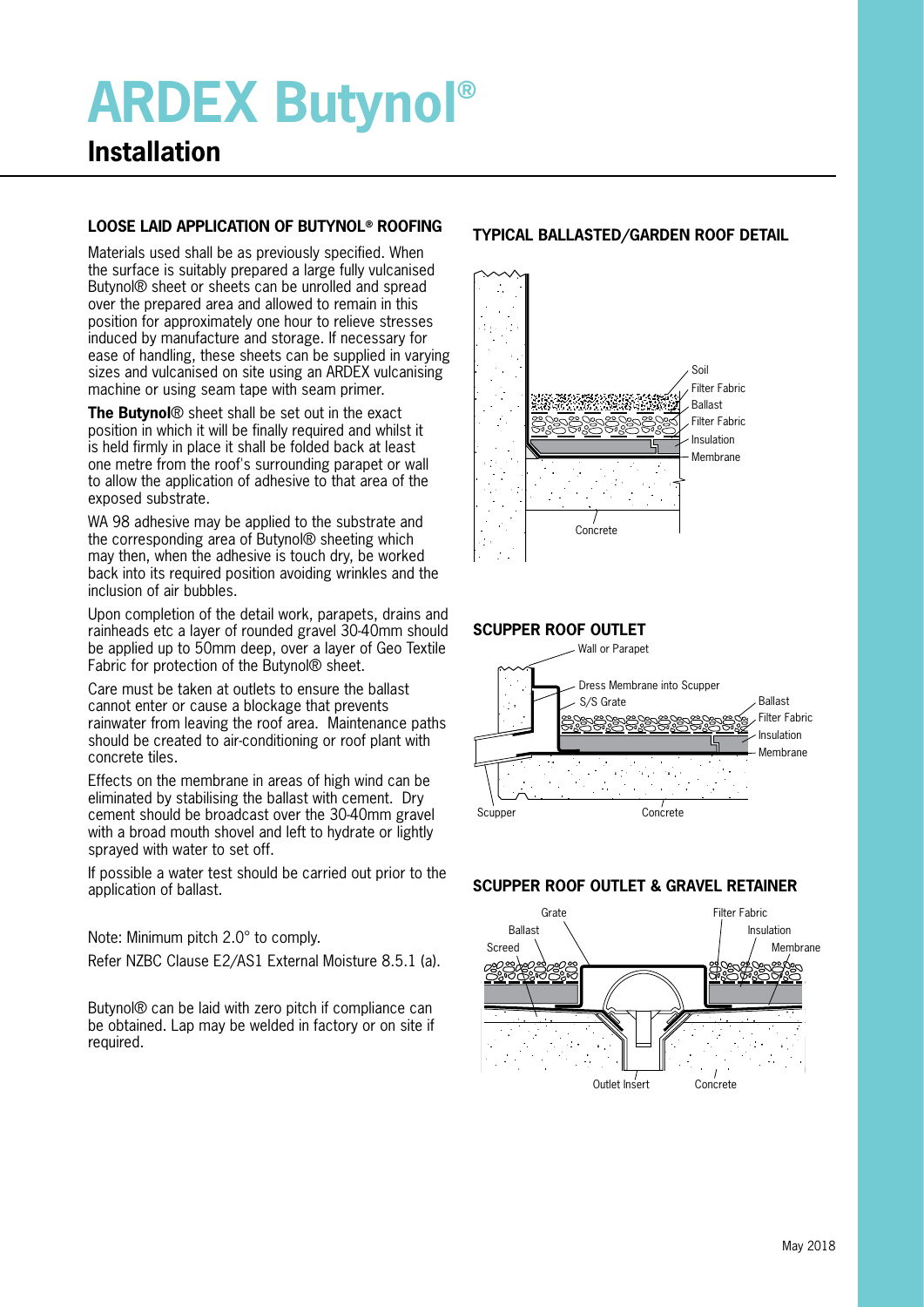# ARDEX Butynol®

## Installation

### LOOSE LAID APPLICATION OF BUTYNOL® ROOFING

Materials used shall be as previously specified. When the surface is suitably prepared a large fully vulcanised Butynol® sheet or sheets can be unrolled and spread over the prepared area and allowed to remain in this position for approximately one hour to relieve stresses induced by manufacture and storage. If necessary for ease of handling, these sheets can be supplied in varying sizes and vulcanised on site using an ARDEX vulcanising machine or using seam tape with seam primer.

**The Butynol**® sheet shall be set out in the exact position in which it will be finally required and whilst it is held firmly in place it shall be folded back at least one metre from the roof's surrounding parapet or wall to allow the application of adhesive to that area of the exposed substrate.

WA 98 adhesive may be applied to the substrate and the corresponding area of Butynol® sheeting which may then, when the adhesive is touch dry, be worked back into its required position avoiding wrinkles and the inclusion of air bubbles.

Upon completion of the detail work, parapets, drains and rainheads etc a layer of rounded gravel 30-40mm should be applied up to 50mm deep, over a layer of Geo Textile Fabric for protection of the Butynol® sheet.

Care must be taken at outlets to ensure the ballast cannot enter or cause a blockage that prevents rainwater from leaving the roof area. Maintenance paths should be created to air-conditioning or roof plant with concrete tiles.

Effects on the membrane in areas of high wind can be eliminated by stabilising the ballast with cement. Dry cement should be broadcast over the 30-40mm gravel with a broad mouth shovel and left to hydrate or lightly sprayed with water to set off.

If possible a water test should be carried out prior to the application of ballast.

Note: Minimum pitch 2.0° to comply.

Refer NZBC Clause E2/AS1 External Moisture 8.5.1 (a).

Butynol® can be laid with zero pitch if compliance can be obtained. Lap may be welded in factory or on site if required.

### TYPICAL BALLASTED/GARDEN ROOF DETAIL

Soil
Filter Fabric
Ballast
Filter Fabric
Insulation
Membrane
Concrete

### SCUPPER ROOF OUTLET

Wall or Parapet
Dress Membrane into Scupper
S/S Grate
Ballast
Filter Fabric
Insulation
Membrane
Scupper
Concrete

### SCUPPER ROOF OUTLET & GRAVEL RETAINER

Grate
Ballast
Screed
Filter Fabric
Insulation
Membrane
Outlet Insert
Concrete

May 2018